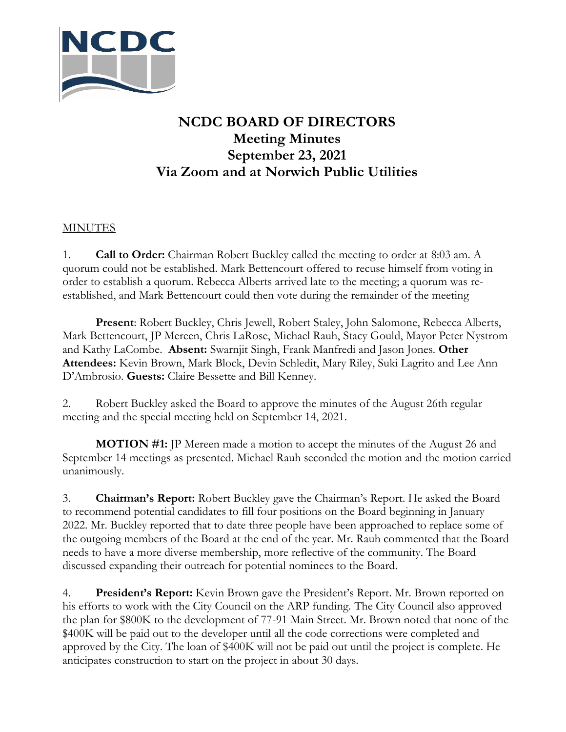# NCDC BOARD OF DIRECTORS
## Meeting Minutes
## September 23, 2021
## Via Zoom and at Norwich Public Utilities

MINUTES

1. **Call to Order:** Chairman Robert Buckley called the meeting to order at 8:03 am. A quorum could not be established. Mark Bettencourt offered to recuse himself from voting in order to establish a quorum. Rebecca Alberts arrived late to the meeting; a quorum was re-established, and Mark Bettencourt could then vote during the remainder of the meeting

**Present**: Robert Buckley, Chris Jewell, Robert Staley, John Salomone, Rebecca Alberts, Mark Bettencourt, JP Mereen, Chris LaRose, Michael Rauh, Stacy Gould, Mayor Peter Nystrom and Kathy LaCombe. **Absent:** Swarnjit Singh, Frank Manfredi and Jason Jones. **Other Attendees:** Kevin Brown, Mark Block, Devin Schledit, Mary Riley, Suki Lagrito and Lee Ann D'Ambrosio. **Guests:** Claire Bessette and Bill Kenney.

2. Robert Buckley asked the Board to approve the minutes of the August 26th regular meeting and the special meeting held on September 14, 2021.

**MOTION #1:** JP Mereen made a motion to accept the minutes of the August 26 and September 14 meetings as presented. Michael Rauh seconded the motion and the motion carried unanimously.

3. **Chairman's Report:** Robert Buckley gave the Chairman's Report. He asked the Board to recommend potential candidates to fill four positions on the Board beginning in January 2022. Mr. Buckley reported that to date three people have been approached to replace some of the outgoing members of the Board at the end of the year. Mr. Rauh commented that the Board needs to have a more diverse membership, more reflective of the community. The Board discussed expanding their outreach for potential nominees to the Board.

4. **President's Report:** Kevin Brown gave the President's Report. Mr. Brown reported on his efforts to work with the City Council on the ARP funding. The City Council also approved the plan for $800K to the development of 77-91 Main Street. Mr. Brown noted that none of the $400K will be paid out to the developer until all the code corrections were completed and approved by the City. The loan of $400K will not be paid out until the project is complete. He anticipates construction to start on the project in about 30 days.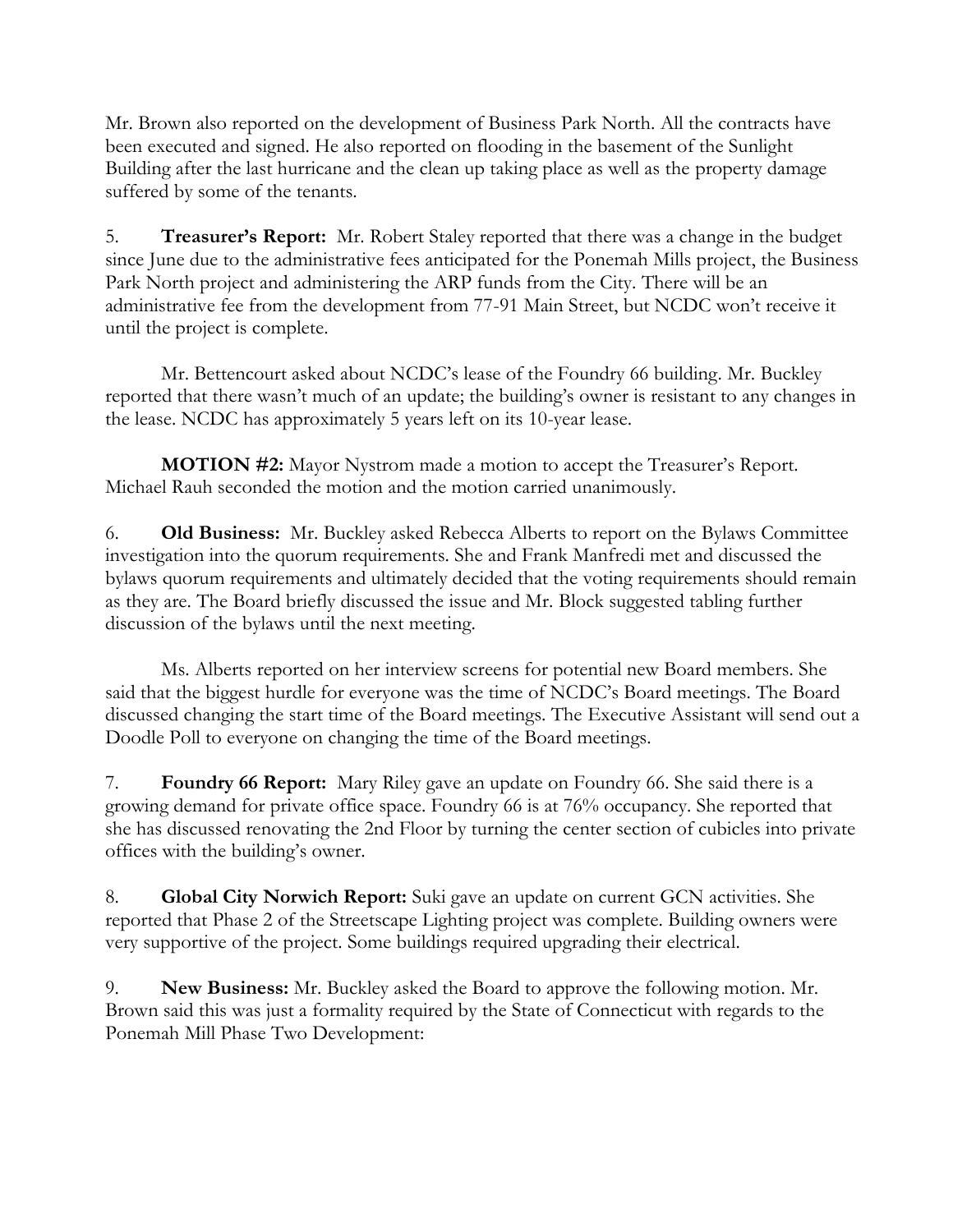Mr. Brown also reported on the development of Business Park North. All the contracts have been executed and signed. He also reported on flooding in the basement of the Sunlight Building after the last hurricane and the clean up taking place as well as the property damage suffered by some of the tenants.

5. **Treasurer's Report:** Mr. Robert Staley reported that there was a change in the budget since June due to the administrative fees anticipated for the Ponemah Mills project, the Business Park North project and administering the ARP funds from the City. There will be an administrative fee from the development from 77-91 Main Street, but NCDC won't receive it until the project is complete.

Mr. Bettencourt asked about NCDC's lease of the Foundry 66 building. Mr. Buckley reported that there wasn't much of an update; the building's owner is resistant to any changes in the lease. NCDC has approximately 5 years left on its 10-year lease.

**MOTION #2:** Mayor Nystrom made a motion to accept the Treasurer's Report. Michael Rauh seconded the motion and the motion carried unanimously.

6. **Old Business:** Mr. Buckley asked Rebecca Alberts to report on the Bylaws Committee investigation into the quorum requirements. She and Frank Manfredi met and discussed the bylaws quorum requirements and ultimately decided that the voting requirements should remain as they are. The Board briefly discussed the issue and Mr. Block suggested tabling further discussion of the bylaws until the next meeting.

Ms. Alberts reported on her interview screens for potential new Board members. She said that the biggest hurdle for everyone was the time of NCDC's Board meetings. The Board discussed changing the start time of the Board meetings. The Executive Assistant will send out a Doodle Poll to everyone on changing the time of the Board meetings.

7. **Foundry 66 Report:** Mary Riley gave an update on Foundry 66. She said there is a growing demand for private office space. Foundry 66 is at 76% occupancy. She reported that she has discussed renovating the 2nd Floor by turning the center section of cubicles into private offices with the building's owner.

8. **Global City Norwich Report:** Suki gave an update on current GCN activities. She reported that Phase 2 of the Streetscape Lighting project was complete. Building owners were very supportive of the project. Some buildings required upgrading their electrical.

9. **New Business:** Mr. Buckley asked the Board to approve the following motion. Mr. Brown said this was just a formality required by the State of Connecticut with regards to the Ponemah Mill Phase Two Development: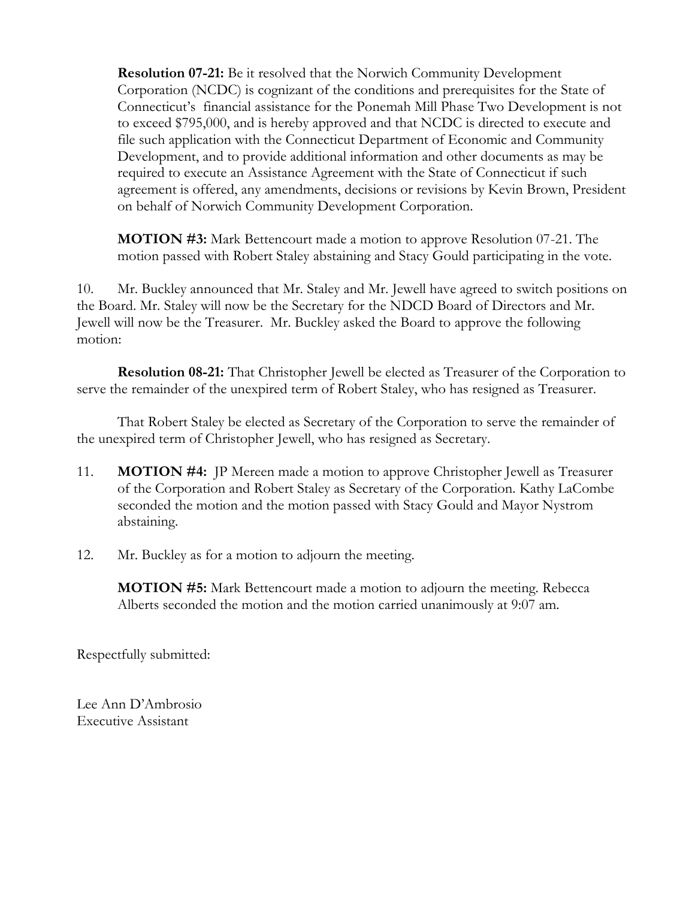**Resolution 07-21:** Be it resolved that the Norwich Community Development Corporation (NCDC) is cognizant of the conditions and prerequisites for the State of Connecticut's financial assistance for the Ponemah Mill Phase Two Development is not to exceed $795,000, and is hereby approved and that NCDC is directed to execute and file such application with the Connecticut Department of Economic and Community Development, and to provide additional information and other documents as may be required to execute an Assistance Agreement with the State of Connecticut if such agreement is offered, any amendments, decisions or revisions by Kevin Brown, President on behalf of Norwich Community Development Corporation.

**MOTION #3:** Mark Bettencourt made a motion to approve Resolution 07-21. The motion passed with Robert Staley abstaining and Stacy Gould participating in the vote.

10. Mr. Buckley announced that Mr. Staley and Mr. Jewell have agreed to switch positions on the Board. Mr. Staley will now be the Secretary for the NDCD Board of Directors and Mr. Jewell will now be the Treasurer. Mr. Buckley asked the Board to approve the following motion:

**Resolution 08-21:** That Christopher Jewell be elected as Treasurer of the Corporation to serve the remainder of the unexpired term of Robert Staley, who has resigned as Treasurer.

That Robert Staley be elected as Secretary of the Corporation to serve the remainder of the unexpired term of Christopher Jewell, who has resigned as Secretary.

11. **MOTION #4:** JP Mereen made a motion to approve Christopher Jewell as Treasurer of the Corporation and Robert Staley as Secretary of the Corporation. Kathy LaCombe seconded the motion and the motion passed with Stacy Gould and Mayor Nystrom abstaining.

12. Mr. Buckley as for a motion to adjourn the meeting.

**MOTION #5:** Mark Bettencourt made a motion to adjourn the meeting. Rebecca Alberts seconded the motion and the motion carried unanimously at 9:07 am.

Respectfully submitted:

Lee Ann D'Ambrosio
Executive Assistant